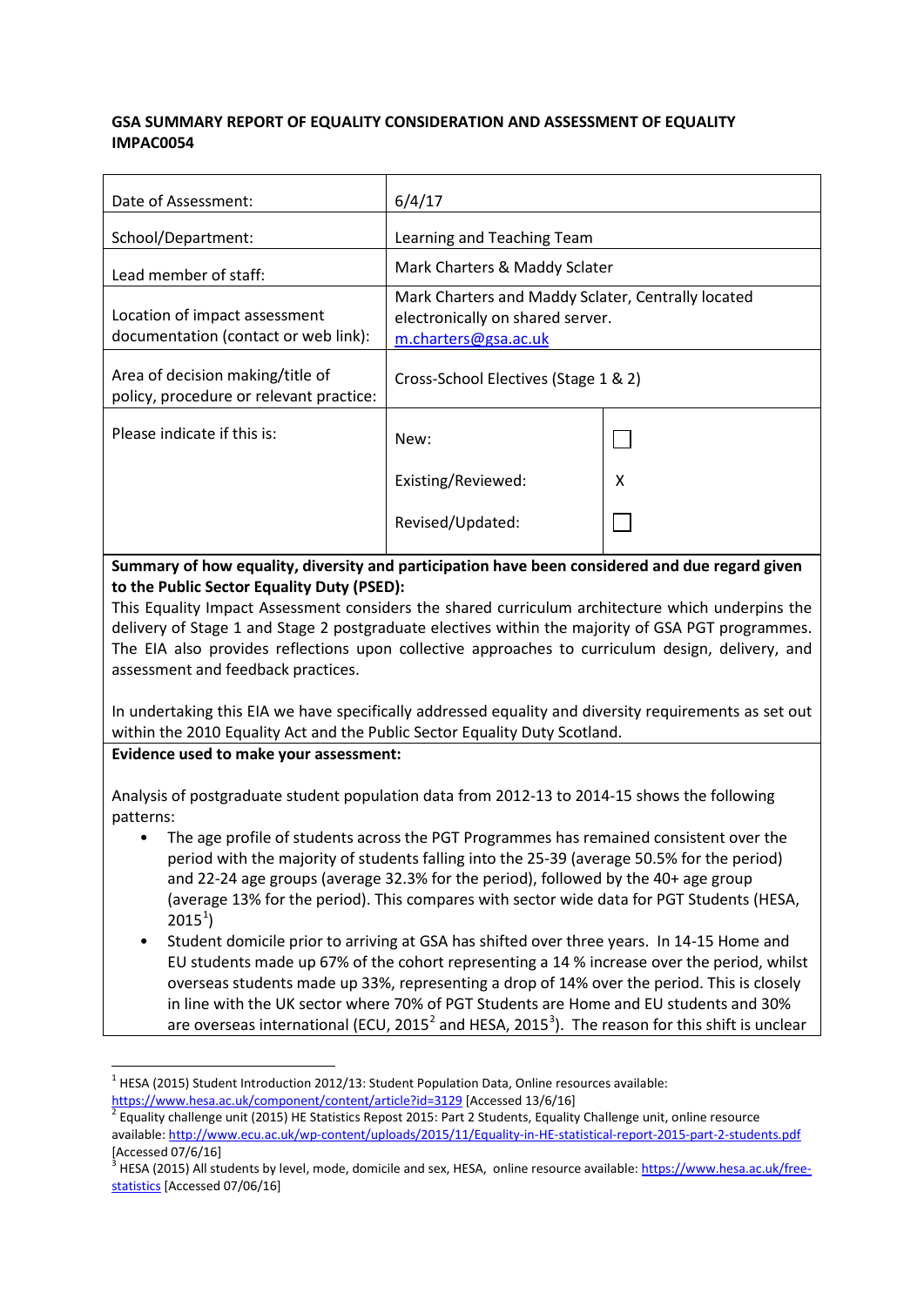**GSA SUMMARY REPORT OF EQUALITY CONSIDERATION AND ASSESSMENT OF EQUALITY IMPAC0054**

| | | |
|---|---|---|
| Date of Assessment: | 6/4/17 | |
| School/Department: | Learning and Teaching Team | |
| Lead member of staff: | Mark Charters & Maddy Sclater | |
| Location of impact assessment documentation (contact or web link): | Mark Charters and Maddy Sclater, Centrally located electronically on shared server. m.charters@gsa.ac.uk | |
| Area of decision making/title of policy, procedure or relevant practice: | Cross-School Electives (Stage 1 & 2) | |
| Please indicate if this is: | New: | ☐ |
| | Existing/Reviewed: | X |
| | Revised/Updated: | ☐ |

**Summary of how equality, diversity and participation have been considered and due regard given to the Public Sector Equality Duty (PSED):**

This Equality Impact Assessment considers the shared curriculum architecture which underpins the delivery of Stage 1 and Stage 2 postgraduate electives within the majority of GSA PGT programmes. The EIA also provides reflections upon collective approaches to curriculum design, delivery, and assessment and feedback practices.

In undertaking this EIA we have specifically addressed equality and diversity requirements as set out within the 2010 Equality Act and the Public Sector Equality Duty Scotland.

**Evidence used to make your assessment:**

Analysis of postgraduate student population data from 2012-13 to 2014-15 shows the following patterns:

- The age profile of students across the PGT Programmes has remained consistent over the period with the majority of students falling into the 25-39 (average 50.5% for the period) and 22-24 age groups (average 32.3% for the period), followed by the 40+ age group (average 13% for the period). This compares with sector wide data for PGT Students (HESA, 2015[1])
- Student domicile prior to arriving at GSA has shifted over three years. In 14-15 Home and EU students made up 67% of the cohort representing a 14 % increase over the period, whilst overseas students made up 33%, representing a drop of 14% over the period. This is closely in line with the UK sector where 70% of PGT Students are Home and EU students and 30% are overseas international (ECU, 2015[2] and HESA, 2015[3]). The reason for this shift is unclear

---

[1] HESA (2015) Student Introduction 2012/13: Student Population Data, Online resources available: https://www.hesa.ac.uk/component/content/article?id=3129 [Accessed 13/6/16]

[2] Equality challenge unit (2015) HE Statistics Repost 2015: Part 2 Students, Equality Challenge unit, online resource available: http://www.ecu.ac.uk/wp-content/uploads/2015/11/Equality-in-HE-statistical-report-2015-part-2-students.pdf [Accessed 07/6/16]

[3] HESA (2015) All students by level, mode, domicile and sex, HESA, online resource available: https://www.hesa.ac.uk/free-statistics [Accessed 07/06/16]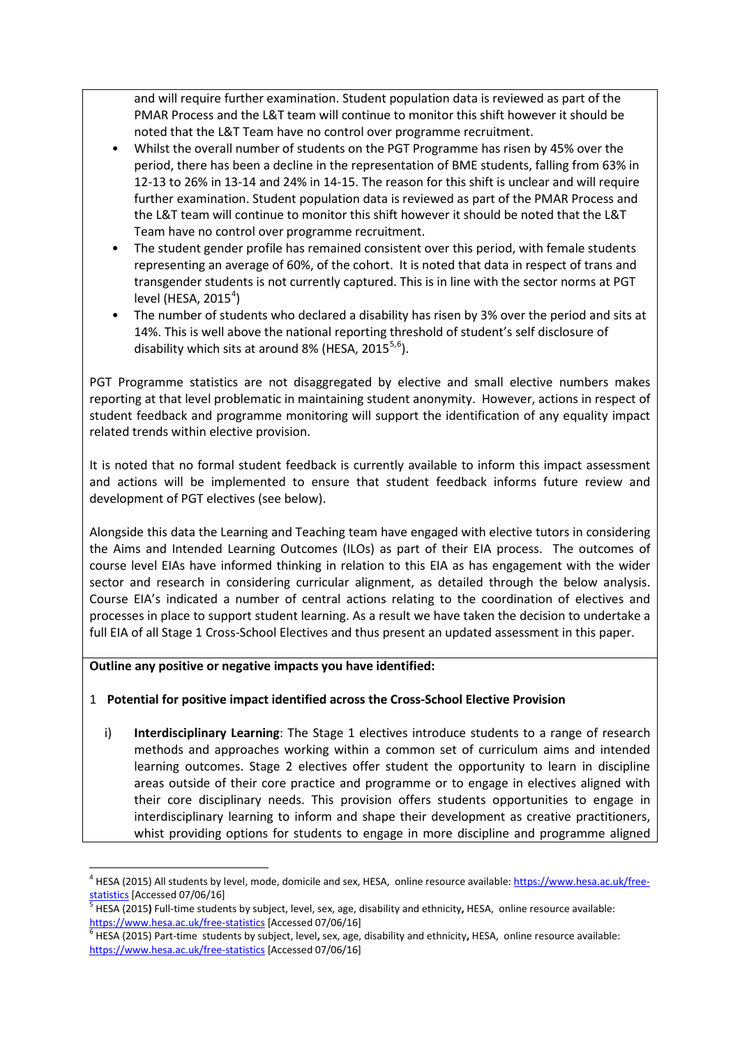and will require further examination. Student population data is reviewed as part of the PMAR Process and the L&T team will continue to monitor this shift however it should be noted that the L&T Team have no control over programme recruitment.

- Whilst the overall number of students on the PGT Programme has risen by 45% over the period, there has been a decline in the representation of BME students, falling from 63% in 12-13 to 26% in 13-14 and 24% in 14-15. The reason for this shift is unclear and will require further examination. Student population data is reviewed as part of the PMAR Process and the L&T team will continue to monitor this shift however it should be noted that the L&T Team have no control over programme recruitment.
- The student gender profile has remained consistent over this period, with female students representing an average of 60%, of the cohort. It is noted that data in respect of trans and transgender students is not currently captured. This is in line with the sector norms at PGT level (HESA, 2015[4])
- The number of students who declared a disability has risen by 3% over the period and sits at 14%. This is well above the national reporting threshold of student's self disclosure of disability which sits at around 8% (HESA, 2015[5,6]).

PGT Programme statistics are not disaggregated by elective and small elective numbers makes reporting at that level problematic in maintaining student anonymity. However, actions in respect of student feedback and programme monitoring will support the identification of any equality impact related trends within elective provision.

It is noted that no formal student feedback is currently available to inform this impact assessment and actions will be implemented to ensure that student feedback informs future review and development of PGT electives (see below).

Alongside this data the Learning and Teaching team have engaged with elective tutors in considering the Aims and Intended Learning Outcomes (ILOs) as part of their EIA process. The outcomes of course level EIAs have informed thinking in relation to this EIA as has engagement with the wider sector and research in considering curricular alignment, as detailed through the below analysis. Course EIA's indicated a number of central actions relating to the coordination of electives and processes in place to support student learning. As a result we have taken the decision to undertake a full EIA of all Stage 1 Cross-School Electives and thus present an updated assessment in this paper.

**Outline any positive or negative impacts you have identified:**

1 **Potential for positive impact identified across the Cross-School Elective Provision**

i) **Interdisciplinary Learning**: The Stage 1 electives introduce students to a range of research methods and approaches working within a common set of curriculum aims and intended learning outcomes. Stage 2 electives offer student the opportunity to learn in discipline areas outside of their core practice and programme or to engage in electives aligned with their core disciplinary needs. This provision offers students opportunities to engage in interdisciplinary learning to inform and shape their development as creative practitioners, whilst providing options for students to engage in more discipline and programme aligned

---

[4] HESA (2015) All students by level, mode, domicile and sex, HESA, online resource available: https://www.hesa.ac.uk/free-statistics [Accessed 07/06/16]

[5] HESA (2015) Full-time students by subject, level, sex, age, disability and ethnicity, HESA, online resource available: https://www.hesa.ac.uk/free-statistics [Accessed 07/06/16]

[6] HESA (2015) Part-time students by subject, level, sex, age, disability and ethnicity, HESA, online resource available: https://www.hesa.ac.uk/free-statistics [Accessed 07/06/16]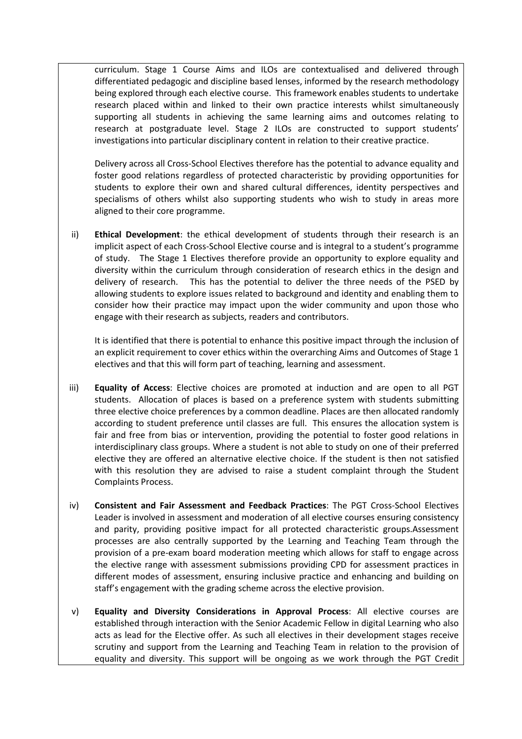curriculum. Stage 1 Course Aims and ILOs are contextualised and delivered through differentiated pedagogic and discipline based lenses, informed by the research methodology being explored through each elective course. This framework enables students to undertake research placed within and linked to their own practice interests whilst simultaneously supporting all students in achieving the same learning aims and outcomes relating to research at postgraduate level. Stage 2 ILOs are constructed to support students' investigations into particular disciplinary content in relation to their creative practice.

Delivery across all Cross-School Electives therefore has the potential to advance equality and foster good relations regardless of protected characteristic by providing opportunities for students to explore their own and shared cultural differences, identity perspectives and specialisms of others whilst also supporting students who wish to study in areas more aligned to their core programme.

ii) **Ethical Development**: the ethical development of students through their research is an implicit aspect of each Cross-School Elective course and is integral to a student's programme of study. The Stage 1 Electives therefore provide an opportunity to explore equality and diversity within the curriculum through consideration of research ethics in the design and delivery of research. This has the potential to deliver the three needs of the PSED by allowing students to explore issues related to background and identity and enabling them to consider how their practice may impact upon the wider community and upon those who engage with their research as subjects, readers and contributors.

It is identified that there is potential to enhance this positive impact through the inclusion of an explicit requirement to cover ethics within the overarching Aims and Outcomes of Stage 1 electives and that this will form part of teaching, learning and assessment.

iii) **Equality of Access**: Elective choices are promoted at induction and are open to all PGT students. Allocation of places is based on a preference system with students submitting three elective choice preferences by a common deadline. Places are then allocated randomly according to student preference until classes are full. This ensures the allocation system is fair and free from bias or intervention, providing the potential to foster good relations in interdisciplinary class groups. Where a student is not able to study on one of their preferred elective they are offered an alternative elective choice. If the student is then not satisfied with this resolution they are advised to raise a student complaint through the Student Complaints Process.

iv) **Consistent and Fair Assessment and Feedback Practices**: The PGT Cross-School Electives Leader is involved in assessment and moderation of all elective courses ensuring consistency and parity, providing positive impact for all protected characteristic groups.Assessment processes are also centrally supported by the Learning and Teaching Team through the provision of a pre-exam board moderation meeting which allows for staff to engage across the elective range with assessment submissions providing CPD for assessment practices in different modes of assessment, ensuring inclusive practice and enhancing and building on staff's engagement with the grading scheme across the elective provision.

v) **Equality and Diversity Considerations in Approval Process**: All elective courses are established through interaction with the Senior Academic Fellow in digital Learning who also acts as lead for the Elective offer. As such all electives in their development stages receive scrutiny and support from the Learning and Teaching Team in relation to the provision of equality and diversity. This support will be ongoing as we work through the PGT Credit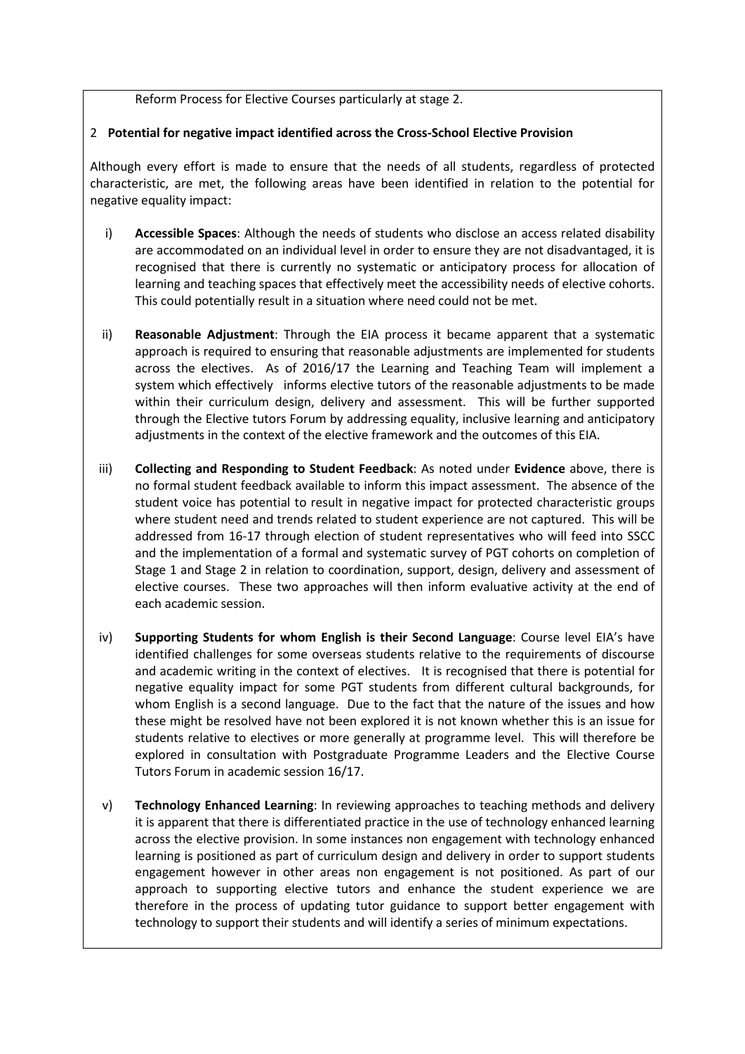Reform Process for Elective Courses particularly at stage 2.

2 **Potential for negative impact identified across the Cross-School Elective Provision**

Although every effort is made to ensure that the needs of all students, regardless of protected characteristic, are met, the following areas have been identified in relation to the potential for negative equality impact:

i) **Accessible Spaces**: Although the needs of students who disclose an access related disability are accommodated on an individual level in order to ensure they are not disadvantaged, it is recognised that there is currently no systematic or anticipatory process for allocation of learning and teaching spaces that effectively meet the accessibility needs of elective cohorts. This could potentially result in a situation where need could not be met.

ii) **Reasonable Adjustment**: Through the EIA process it became apparent that a systematic approach is required to ensuring that reasonable adjustments are implemented for students across the electives. As of 2016/17 the Learning and Teaching Team will implement a system which effectively informs elective tutors of the reasonable adjustments to be made within their curriculum design, delivery and assessment. This will be further supported through the Elective tutors Forum by addressing equality, inclusive learning and anticipatory adjustments in the context of the elective framework and the outcomes of this EIA.

iii) **Collecting and Responding to Student Feedback**: As noted under **Evidence** above, there is no formal student feedback available to inform this impact assessment. The absence of the student voice has potential to result in negative impact for protected characteristic groups where student need and trends related to student experience are not captured. This will be addressed from 16-17 through election of student representatives who will feed into SSCC and the implementation of a formal and systematic survey of PGT cohorts on completion of Stage 1 and Stage 2 in relation to coordination, support, design, delivery and assessment of elective courses. These two approaches will then inform evaluative activity at the end of each academic session.

iv) **Supporting Students for whom English is their Second Language**: Course level EIA's have identified challenges for some overseas students relative to the requirements of discourse and academic writing in the context of electives. It is recognised that there is potential for negative equality impact for some PGT students from different cultural backgrounds, for whom English is a second language. Due to the fact that the nature of the issues and how these might be resolved have not been explored it is not known whether this is an issue for students relative to electives or more generally at programme level. This will therefore be explored in consultation with Postgraduate Programme Leaders and the Elective Course Tutors Forum in academic session 16/17.

v) **Technology Enhanced Learning**: In reviewing approaches to teaching methods and delivery it is apparent that there is differentiated practice in the use of technology enhanced learning across the elective provision. In some instances non engagement with technology enhanced learning is positioned as part of curriculum design and delivery in order to support students engagement however in other areas non engagement is not positioned. As part of our approach to supporting elective tutors and enhance the student experience we are therefore in the process of updating tutor guidance to support better engagement with technology to support their students and will identify a series of minimum expectations.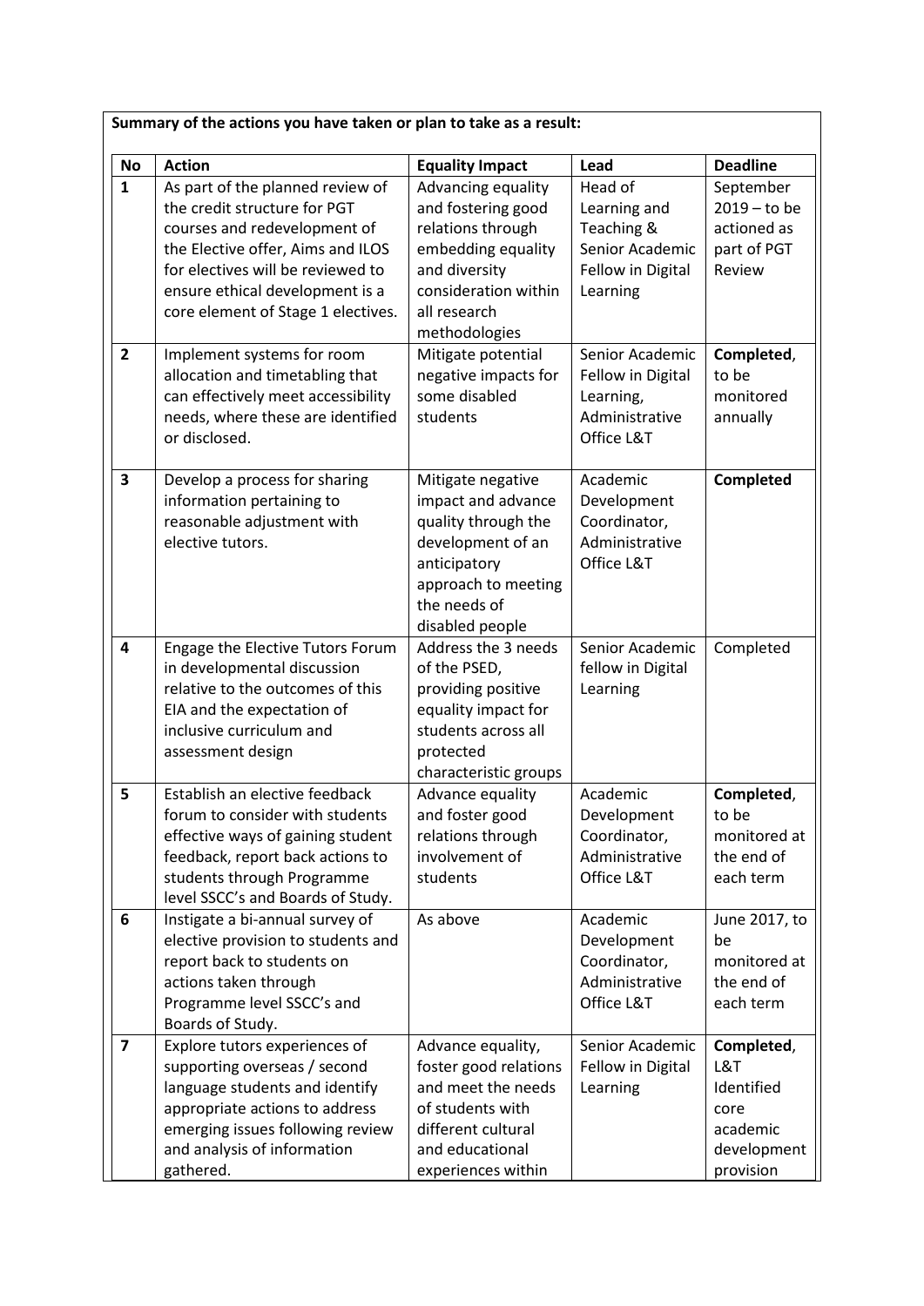**Summary of the actions you have taken or plan to take as a result:**

| No | Action | Equality Impact | Lead | Deadline |
|---|---|---|---|---|
| **1** | As part of the planned review of the credit structure for PGT courses and redevelopment of the Elective offer, Aims and ILOS for electives will be reviewed to ensure ethical development is a core element of Stage 1 electives. | Advancing equality and fostering good relations through embedding equality and diversity consideration within all research methodologies | Head of Learning and Teaching & Senior Academic Fellow in Digital Learning | September 2019 – to be actioned as part of PGT Review |
| **2** | Implement systems for room allocation and timetabling that can effectively meet accessibility needs, where these are identified or disclosed. | Mitigate potential negative impacts for some disabled students | Senior Academic Fellow in Digital Learning, Administrative Office L&T | **Completed**, to be monitored annually |
| **3** | Develop a process for sharing information pertaining to reasonable adjustment with elective tutors. | Mitigate negative impact and advance quality through the development of an anticipatory approach to meeting the needs of disabled people | Academic Development Coordinator, Administrative Office L&T | **Completed** |
| **4** | Engage the Elective Tutors Forum in developmental discussion relative to the outcomes of this EIA and the expectation of inclusive curriculum and assessment design | Address the 3 needs of the PSED, providing positive equality impact for students across all protected characteristic groups | Senior Academic fellow in Digital Learning | Completed |
| **5** | Establish an elective feedback forum to consider with students effective ways of gaining student feedback, report back actions to students through Programme level SSCC's and Boards of Study. | Advance equality and foster good relations through involvement of students | Academic Development Coordinator, Administrative Office L&T | **Completed**, to be monitored at the end of each term |
| **6** | Instigate a bi-annual survey of elective provision to students and report back to students on actions taken through Programme level SSCC's and Boards of Study. | As above | Academic Development Coordinator, Administrative Office L&T | June 2017, to be monitored at the end of each term |
| **7** | Explore tutors experiences of supporting overseas / second language students and identify appropriate actions to address emerging issues following review and analysis of information gathered. | Advance equality, foster good relations and meet the needs of students with different cultural and educational experiences within | Senior Academic Fellow in Digital Learning | **Completed**, L&T Identified core academic development provision |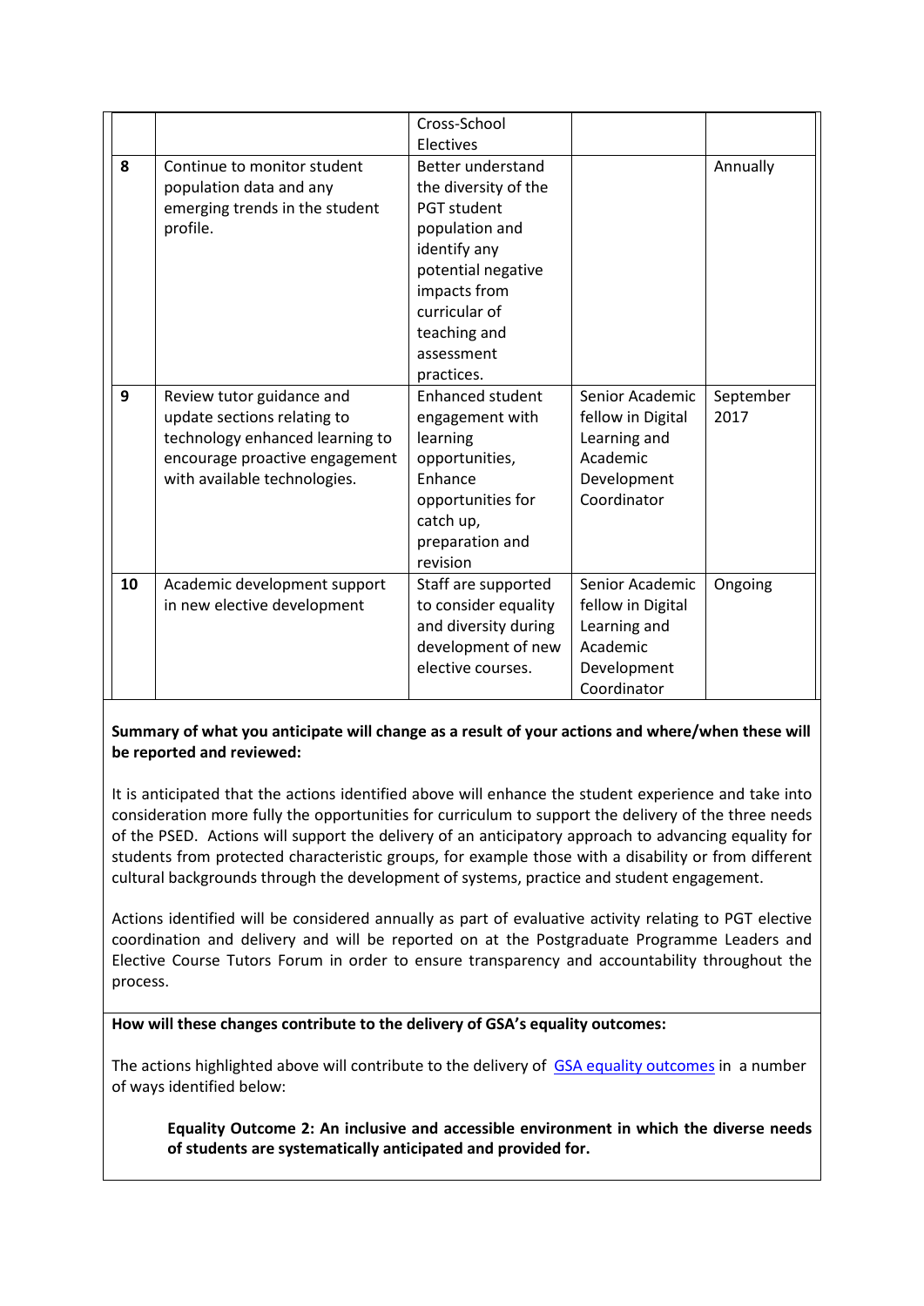| | | | | |
|---|---|---|---|---|
| | | Cross-School Electives | | |
| 8 | Continue to monitor student population data and any emerging trends in the student profile. | Better understand the diversity of the PGT student population and identify any potential negative impacts from curricular of teaching and assessment practices. | | Annually |
| 9 | Review tutor guidance and update sections relating to technology enhanced learning to encourage proactive engagement with available technologies. | Enhanced student engagement with learning opportunities, Enhance opportunities for catch up, preparation and revision | Senior Academic fellow in Digital Learning and Academic Development Coordinator | September 2017 |
| 10 | Academic development support in new elective development | Staff are supported to consider equality and diversity during development of new elective courses. | Senior Academic fellow in Digital Learning and Academic Development Coordinator | Ongoing |

**Summary of what you anticipate will change as a result of your actions and where/when these will be reported and reviewed:**

It is anticipated that the actions identified above will enhance the student experience and take into consideration more fully the opportunities for curriculum to support the delivery of the three needs of the PSED. Actions will support the delivery of an anticipatory approach to advancing equality for students from protected characteristic groups, for example those with a disability or from different cultural backgrounds through the development of systems, practice and student engagement.

Actions identified will be considered annually as part of evaluative activity relating to PGT elective coordination and delivery and will be reported on at the Postgraduate Programme Leaders and Elective Course Tutors Forum in order to ensure transparency and accountability throughout the process.

**How will these changes contribute to the delivery of GSA's equality outcomes:**

The actions highlighted above will contribute to the delivery of GSA equality outcomes in a number of ways identified below:

**Equality Outcome 2: An inclusive and accessible environment in which the diverse needs of students are systematically anticipated and provided for.**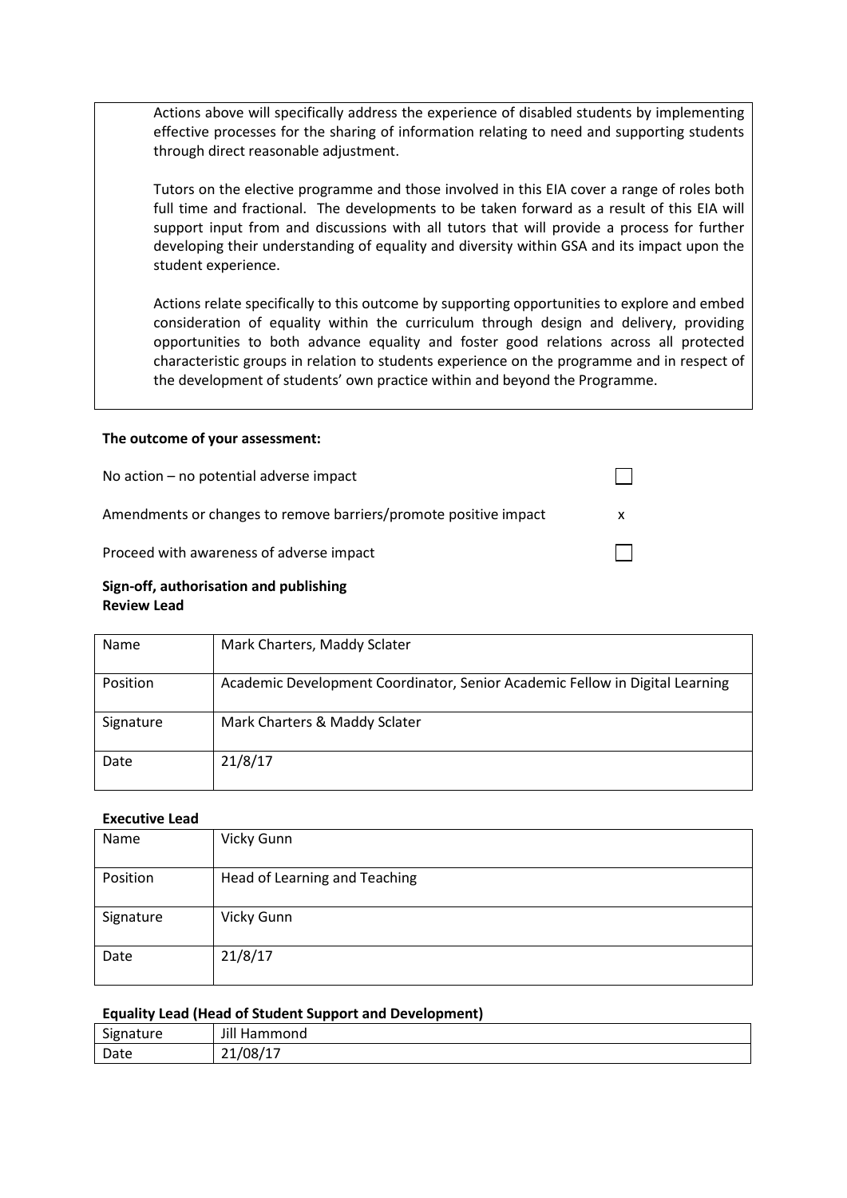Actions above will specifically address the experience of disabled students by implementing effective processes for the sharing of information relating to need and supporting students through direct reasonable adjustment.

Tutors on the elective programme and those involved in this EIA cover a range of roles both full time and fractional. The developments to be taken forward as a result of this EIA will support input from and discussions with all tutors that will provide a process for further developing their understanding of equality and diversity within GSA and its impact upon the student experience.

Actions relate specifically to this outcome by supporting opportunities to explore and embed consideration of equality within the curriculum through design and delivery, providing opportunities to both advance equality and foster good relations across all protected characteristic groups in relation to students experience on the programme and in respect of the development of students' own practice within and beyond the Programme.

**The outcome of your assessment:**

| | |
|---|---|
| No action – no potential adverse impact | ☐ |
| Amendments or changes to remove barriers/promote positive impact | x |
| Proceed with awareness of adverse impact | ☐ |

**Sign-off, authorisation and publishing**

**Review Lead**

| | |
|---|---|
| Name | Mark Charters, Maddy Sclater |
| Position | Academic Development Coordinator, Senior Academic Fellow in Digital Learning |
| Signature | Mark Charters & Maddy Sclater |
| Date | 21/8/17 |

**Executive Lead**

| | |
|---|---|
| Name | Vicky Gunn |
| Position | Head of Learning and Teaching |
| Signature | Vicky Gunn |
| Date | 21/8/17 |

**Equality Lead (Head of Student Support and Development)**

| | |
|---|---|
| Signature | Jill Hammond |
| Date | 21/08/17 |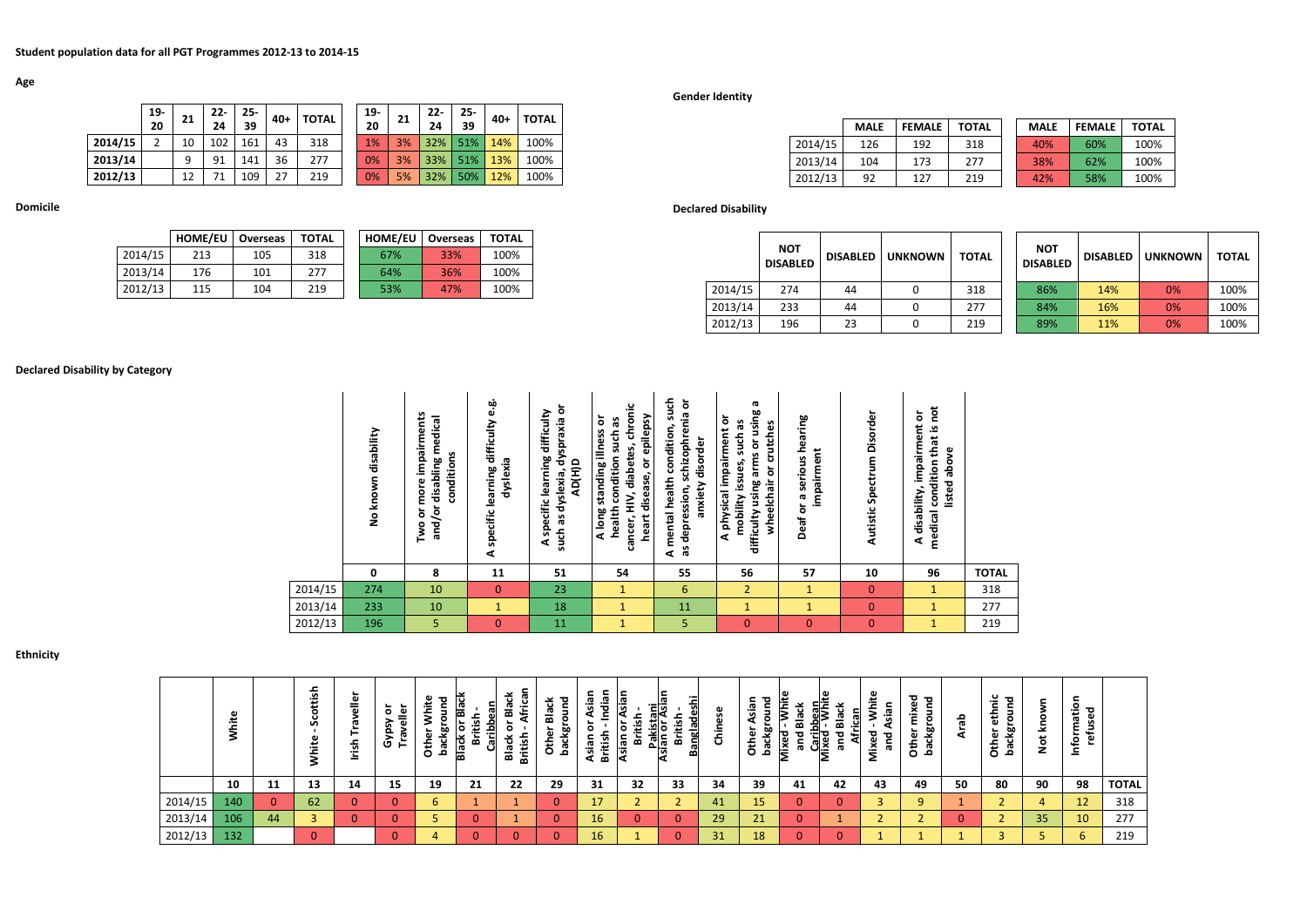**Student population data for all PGT Programmes 2012-13 to 2014-15**

**Age**

| | 19-20 | 21 | 22-24 | 25-39 | 40+ | TOTAL |
|---|---|---|---|---|---|---|
| **2014/15** | 2 | 10 | 102 | 161 | 43 | 318 |
| **2013/14** | | 9 | 91 | 141 | 36 | 277 |
| **2012/13** | | 12 | 71 | 109 | 27 | 219 |

| 19-20 | 21 | 22-24 | 25-39 | 40+ | TOTAL |
|---|---|---|---|---|---|
| 1% | 3% | 32% | 51% | 14% | 100% |
| 0% | 3% | 33% | 51% | 13% | 100% |
| 0% | 5% | 32% | 50% | 12% | 100% |

**Gender Identity**

| | MALE | FEMALE | TOTAL |
|---|---|---|---|
| 2014/15 | 126 | 192 | 318 |
| 2013/14 | 104 | 173 | 277 |
| 2012/13 | 92 | 127 | 219 |

| MALE | FEMALE | TOTAL |
|---|---|---|
| 40% | 60% | 100% |
| 38% | 62% | 100% |
| 42% | 58% | 100% |

**Domicile**

| | HOME/EU | Overseas | TOTAL |
|---|---|---|---|
| 2014/15 | 213 | 105 | 318 |
| 2013/14 | 176 | 101 | 277 |
| 2012/13 | 115 | 104 | 219 |

| HOME/EU | Overseas | TOTAL |
|---|---|---|
| 67% | 33% | 100% |
| 64% | 36% | 100% |
| 53% | 47% | 100% |

**Declared Disability**

| | NOT DISABLED | DISABLED | UNKNOWN | TOTAL |
|---|---|---|---|---|
| 2014/15 | 274 | 44 | 0 | 318 |
| 2013/14 | 233 | 44 | 0 | 277 |
| 2012/13 | 196 | 23 | 0 | 219 |

| NOT DISABLED | DISABLED | UNKNOWN | TOTAL |
|---|---|---|---|
| 86% | 14% | 0% | 100% |
| 84% | 16% | 0% | 100% |
| 89% | 11% | 0% | 100% |

**Declared Disability by Category**

| | No known disability | Two or more impairments and/or disabling medical conditions | A specific learning difficulty e.g. dyslexia | A specific learning difficulty such as dyslexia, dyspraxia or AD(H)D | A long standing illness or health condition such as cancer, HIV, diabetes, chronic heart disease, or epilepsy | A mental health condition, such as depression, schizophrenia or anxiety disorder | A physical impairment or mobility issues, such as difficulty using arms or using a wheelchair or crutches | Deaf or a serious hearing impairment | Autistic Spectrum Disorder | A disability, impairment or medical condition that is not listed above | |
|---|---|---|---|---|---|---|---|---|---|---|---|
| | 0 | 8 | 11 | 51 | 54 | 55 | 56 | 57 | 10 | 96 | TOTAL |
| 2014/15 | 274 | 10 | 0 | 23 | 1 | 6 | 2 | 1 | 0 | 1 | 318 |
| 2013/14 | 233 | 10 | 1 | 18 | 1 | 11 | 1 | 1 | 0 | 1 | 277 |
| 2012/13 | 196 | 5 | 0 | 11 | 1 | 5 | 0 | 0 | 0 | 1 | 219 |

**Ethnicity**

| | White | | White - Scottish | Irish Traveller | Gypsy or Traveller | Other White background | Black or Black British - Caribbean | Black or Black British - African | Other Black background | Asian or Asian British - Indian | Asian or Asian British - Pakistani | Asian or Asian British - Bangladeshi | Chinese | Other Asian background | Mixed - White and Black Caribbean | Mixed - White and Black African | Mixed - White and Asian | Other mixed background | Arab | Other ethnic background | Not known | Information refused | |
|---|---|---|---|---|---|---|---|---|---|---|---|---|---|---|---|---|---|---|---|---|---|---|---|
| | 10 | 11 | 13 | 14 | 15 | 19 | 21 | 22 | 29 | 31 | 32 | 33 | 34 | 39 | 41 | 42 | 43 | 49 | 50 | 80 | 90 | 98 | TOTAL |
| 2014/15 | 140 | 0 | 62 | 0 | 0 | 6 | 1 | 1 | 0 | 17 | 2 | 2 | 41 | 15 | 0 | 0 | 3 | 9 | 1 | 2 | 4 | 12 | 318 |
| 2013/14 | 106 | 44 | 3 | 0 | 0 | 5 | 0 | 1 | 0 | 16 | 0 | 0 | 29 | 21 | 0 | 1 | 2 | 2 | 0 | 2 | 35 | 10 | 277 |
| 2012/13 | 132 | | 0 | | 0 | 4 | 0 | 0 | 0 | 16 | 1 | 0 | 31 | 18 | 0 | 0 | 1 | 1 | 1 | 3 | 5 | 6 | 219 |